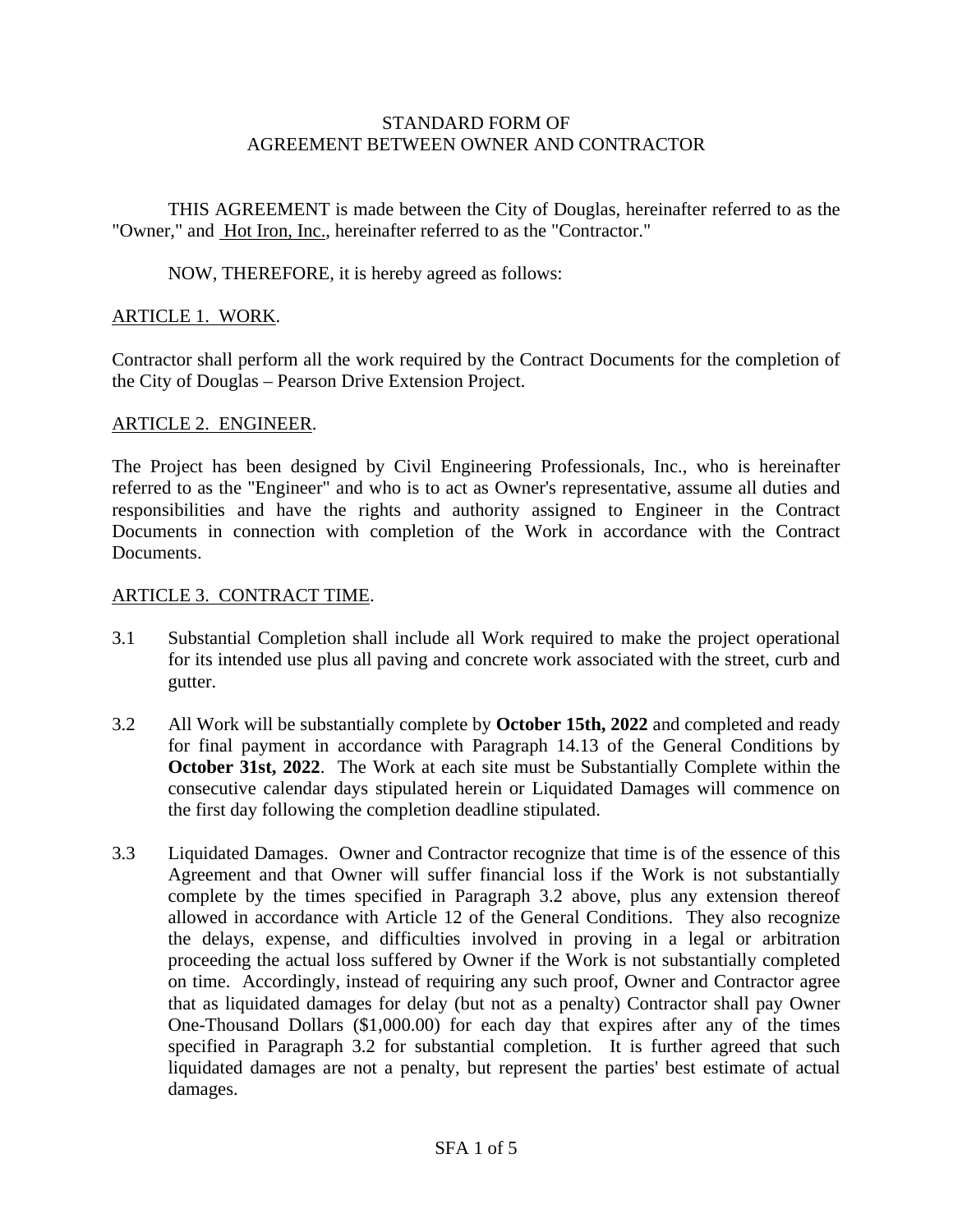# STANDARD FORM OF
# AGREEMENT BETWEEN OWNER AND CONTRACTOR

THIS AGREEMENT is made between the City of Douglas, hereinafter referred to as the "Owner," and Hot Iron, Inc., hereinafter referred to as the "Contractor."

NOW, THEREFORE, it is hereby agreed as follows:

## ARTICLE 1. WORK.

Contractor shall perform all the work required by the Contract Documents for the completion of the City of Douglas – Pearson Drive Extension Project.

## ARTICLE 2. ENGINEER.

The Project has been designed by Civil Engineering Professionals, Inc., who is hereinafter referred to as the "Engineer" and who is to act as Owner's representative, assume all duties and responsibilities and have the rights and authority assigned to Engineer in the Contract Documents in connection with completion of the Work in accordance with the Contract Documents.

## ARTICLE 3. CONTRACT TIME.

3.1 Substantial Completion shall include all Work required to make the project operational for its intended use plus all paving and concrete work associated with the street, curb and gutter.

3.2 All Work will be substantially complete by **October 15th, 2022** and completed and ready for final payment in accordance with Paragraph 14.13 of the General Conditions by **October 31st, 2022**. The Work at each site must be Substantially Complete within the consecutive calendar days stipulated herein or Liquidated Damages will commence on the first day following the completion deadline stipulated.

3.3 Liquidated Damages. Owner and Contractor recognize that time is of the essence of this Agreement and that Owner will suffer financial loss if the Work is not substantially complete by the times specified in Paragraph 3.2 above, plus any extension thereof allowed in accordance with Article 12 of the General Conditions. They also recognize the delays, expense, and difficulties involved in proving in a legal or arbitration proceeding the actual loss suffered by Owner if the Work is not substantially completed on time. Accordingly, instead of requiring any such proof, Owner and Contractor agree that as liquidated damages for delay (but not as a penalty) Contractor shall pay Owner One-Thousand Dollars ($1,000.00) for each day that expires after any of the times specified in Paragraph 3.2 for substantial completion. It is further agreed that such liquidated damages are not a penalty, but represent the parties' best estimate of actual damages.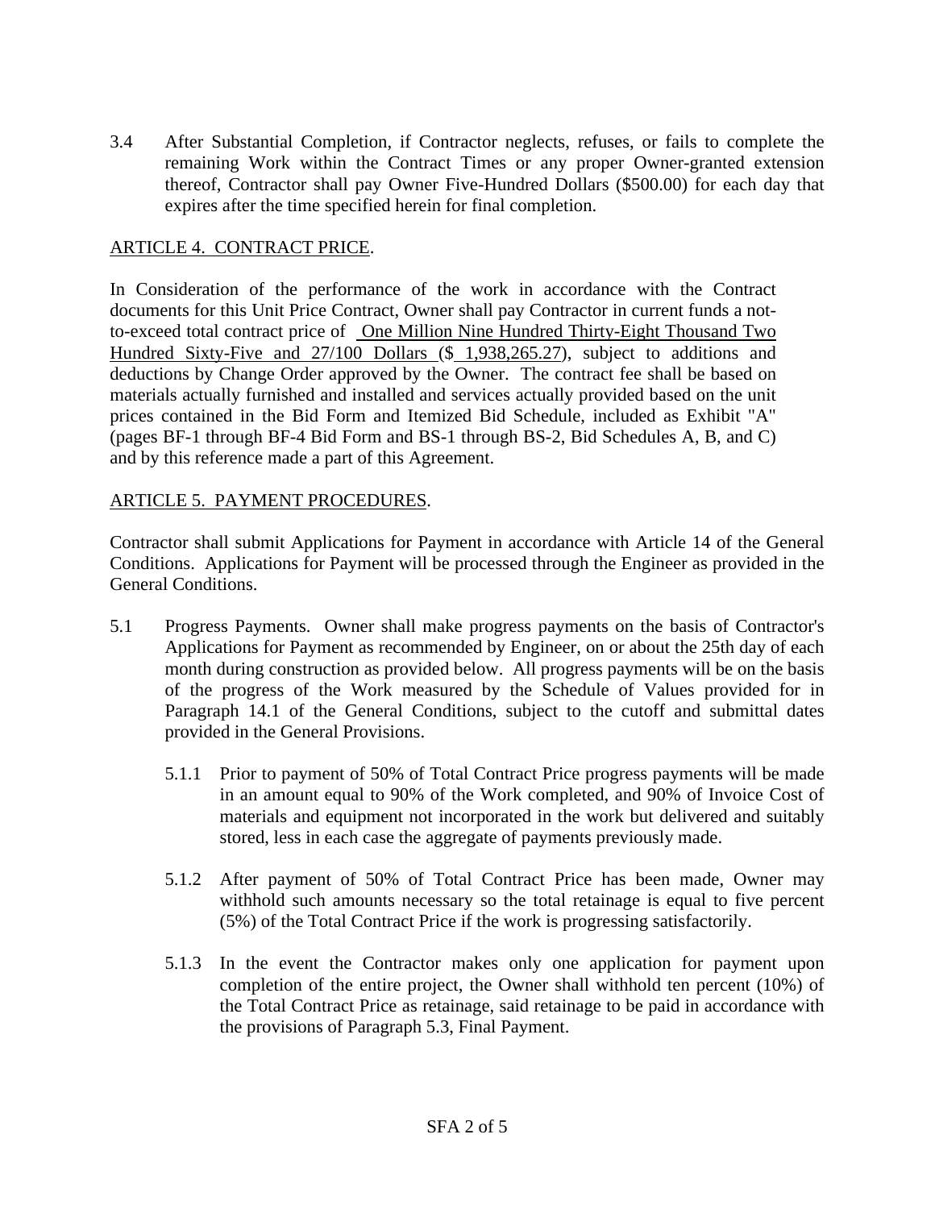3.4 After Substantial Completion, if Contractor neglects, refuses, or fails to complete the remaining Work within the Contract Times or any proper Owner-granted extension thereof, Contractor shall pay Owner Five-Hundred Dollars ($500.00) for each day that expires after the time specified herein for final completion.

ARTICLE 4. CONTRACT PRICE.

In Consideration of the performance of the work in accordance with the Contract documents for this Unit Price Contract, Owner shall pay Contractor in current funds a not-to-exceed total contract price of One Million Nine Hundred Thirty-Eight Thousand Two Hundred Sixty-Five and 27/100 Dollars ($ 1,938,265.27), subject to additions and deductions by Change Order approved by the Owner. The contract fee shall be based on materials actually furnished and installed and services actually provided based on the unit prices contained in the Bid Form and Itemized Bid Schedule, included as Exhibit "A" (pages BF-1 through BF-4 Bid Form and BS-1 through BS-2, Bid Schedules A, B, and C) and by this reference made a part of this Agreement.

ARTICLE 5. PAYMENT PROCEDURES.

Contractor shall submit Applications for Payment in accordance with Article 14 of the General Conditions. Applications for Payment will be processed through the Engineer as provided in the General Conditions.

5.1 Progress Payments. Owner shall make progress payments on the basis of Contractor's Applications for Payment as recommended by Engineer, on or about the 25th day of each month during construction as provided below. All progress payments will be on the basis of the progress of the Work measured by the Schedule of Values provided for in Paragraph 14.1 of the General Conditions, subject to the cutoff and submittal dates provided in the General Provisions.

5.1.1 Prior to payment of 50% of Total Contract Price progress payments will be made in an amount equal to 90% of the Work completed, and 90% of Invoice Cost of materials and equipment not incorporated in the work but delivered and suitably stored, less in each case the aggregate of payments previously made.

5.1.2 After payment of 50% of Total Contract Price has been made, Owner may withhold such amounts necessary so the total retainage is equal to five percent (5%) of the Total Contract Price if the work is progressing satisfactorily.

5.1.3 In the event the Contractor makes only one application for payment upon completion of the entire project, the Owner shall withhold ten percent (10%) of the Total Contract Price as retainage, said retainage to be paid in accordance with the provisions of Paragraph 5.3, Final Payment.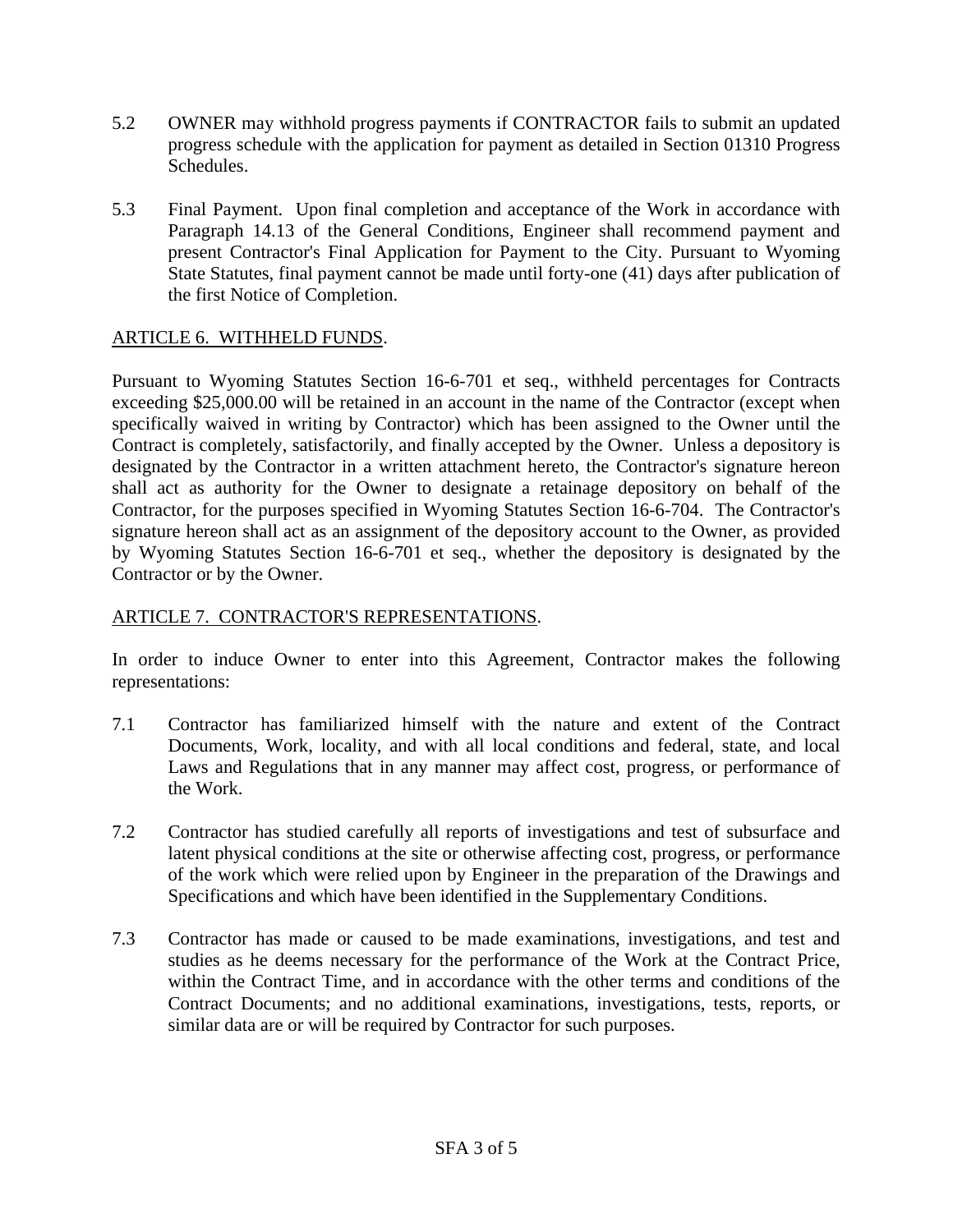5.2 OWNER may withhold progress payments if CONTRACTOR fails to submit an updated progress schedule with the application for payment as detailed in Section 01310 Progress Schedules.

5.3 Final Payment. Upon final completion and acceptance of the Work in accordance with Paragraph 14.13 of the General Conditions, Engineer shall recommend payment and present Contractor's Final Application for Payment to the City. Pursuant to Wyoming State Statutes, final payment cannot be made until forty-one (41) days after publication of the first Notice of Completion.

## ARTICLE 6. WITHHELD FUNDS.

Pursuant to Wyoming Statutes Section 16-6-701 et seq., withheld percentages for Contracts exceeding $25,000.00 will be retained in an account in the name of the Contractor (except when specifically waived in writing by Contractor) which has been assigned to the Owner until the Contract is completely, satisfactorily, and finally accepted by the Owner. Unless a depository is designated by the Contractor in a written attachment hereto, the Contractor's signature hereon shall act as authority for the Owner to designate a retainage depository on behalf of the Contractor, for the purposes specified in Wyoming Statutes Section 16-6-704. The Contractor's signature hereon shall act as an assignment of the depository account to the Owner, as provided by Wyoming Statutes Section 16-6-701 et seq., whether the depository is designated by the Contractor or by the Owner.

## ARTICLE 7. CONTRACTOR'S REPRESENTATIONS.

In order to induce Owner to enter into this Agreement, Contractor makes the following representations:

7.1 Contractor has familiarized himself with the nature and extent of the Contract Documents, Work, locality, and with all local conditions and federal, state, and local Laws and Regulations that in any manner may affect cost, progress, or performance of the Work.

7.2 Contractor has studied carefully all reports of investigations and test of subsurface and latent physical conditions at the site or otherwise affecting cost, progress, or performance of the work which were relied upon by Engineer in the preparation of the Drawings and Specifications and which have been identified in the Supplementary Conditions.

7.3 Contractor has made or caused to be made examinations, investigations, and test and studies as he deems necessary for the performance of the Work at the Contract Price, within the Contract Time, and in accordance with the other terms and conditions of the Contract Documents; and no additional examinations, investigations, tests, reports, or similar data are or will be required by Contractor for such purposes.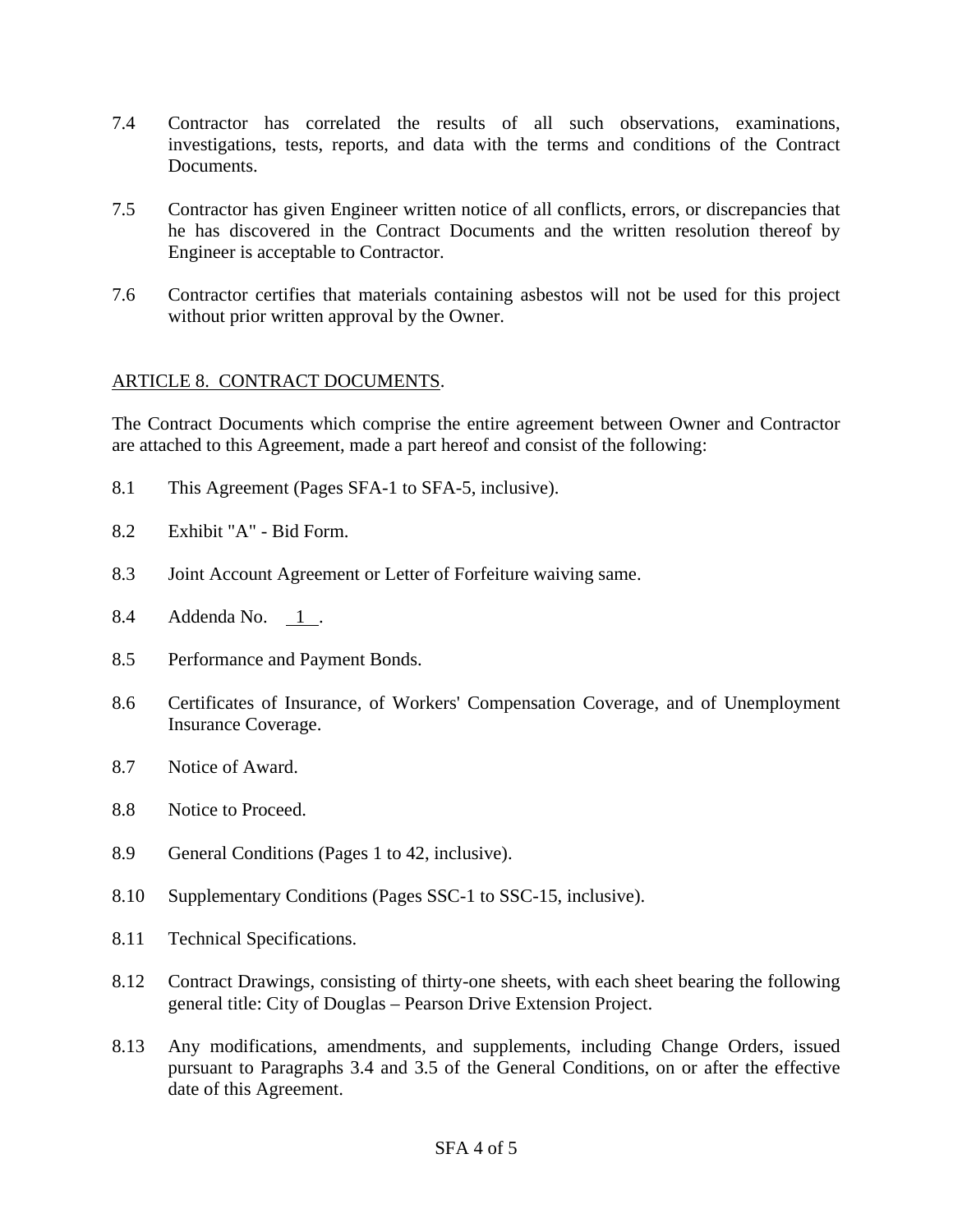7.4 Contractor has correlated the results of all such observations, examinations, investigations, tests, reports, and data with the terms and conditions of the Contract Documents.

7.5 Contractor has given Engineer written notice of all conflicts, errors, or discrepancies that he has discovered in the Contract Documents and the written resolution thereof by Engineer is acceptable to Contractor.

7.6 Contractor certifies that materials containing asbestos will not be used for this project without prior written approval by the Owner.

ARTICLE 8. CONTRACT DOCUMENTS.

The Contract Documents which comprise the entire agreement between Owner and Contractor are attached to this Agreement, made a part hereof and consist of the following:

8.1 This Agreement (Pages SFA-1 to SFA-5, inclusive).

8.2 Exhibit "A" - Bid Form.

8.3 Joint Account Agreement or Letter of Forfeiture waiving same.

8.4 Addenda No. 1 .

8.5 Performance and Payment Bonds.

8.6 Certificates of Insurance, of Workers' Compensation Coverage, and of Unemployment Insurance Coverage.

8.7 Notice of Award.

8.8 Notice to Proceed.

8.9 General Conditions (Pages 1 to 42, inclusive).

8.10 Supplementary Conditions (Pages SSC-1 to SSC-15, inclusive).

8.11 Technical Specifications.

8.12 Contract Drawings, consisting of thirty-one sheets, with each sheet bearing the following general title: City of Douglas – Pearson Drive Extension Project.

8.13 Any modifications, amendments, and supplements, including Change Orders, issued pursuant to Paragraphs 3.4 and 3.5 of the General Conditions, on or after the effective date of this Agreement.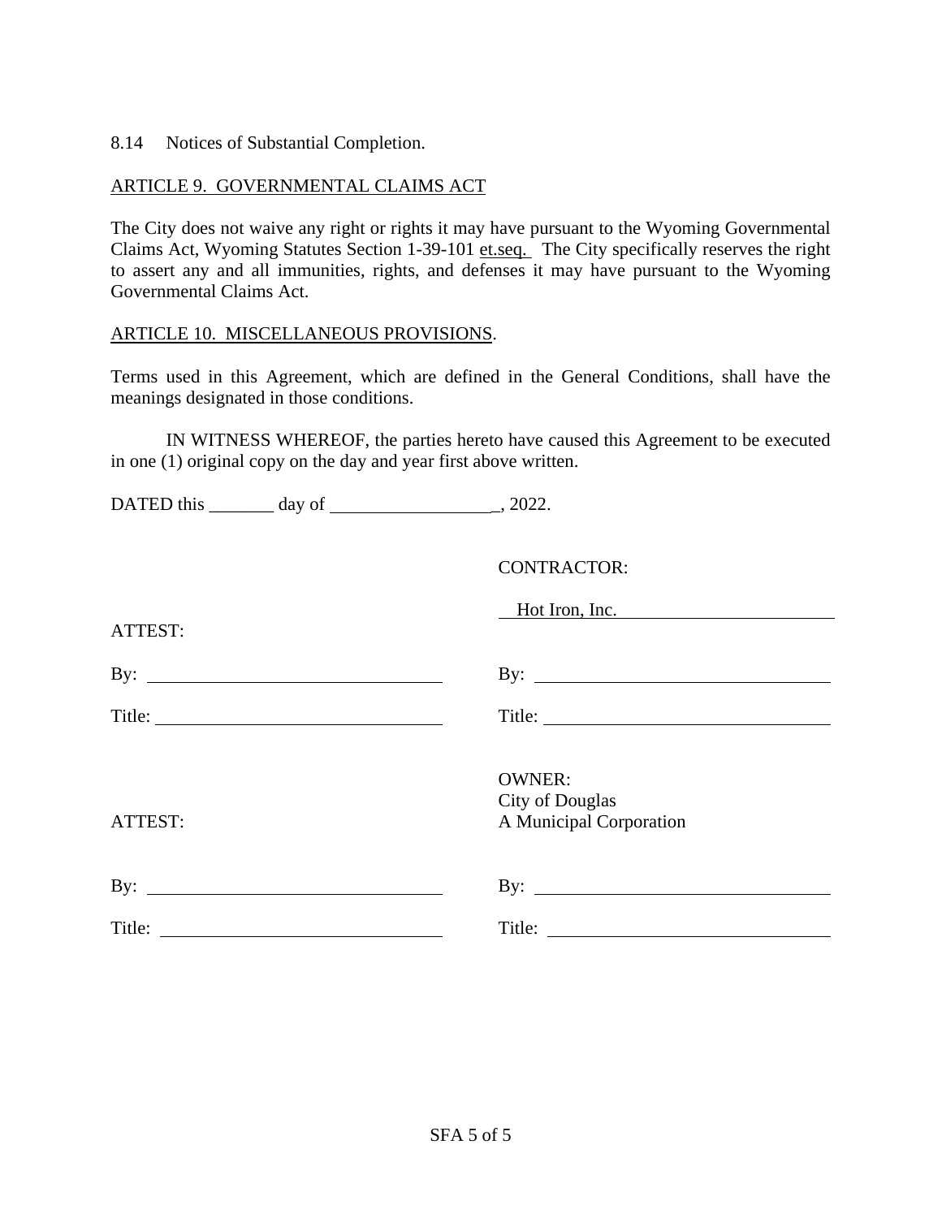8.14 Notices of Substantial Completion.

ARTICLE 9. GOVERNMENTAL CLAIMS ACT

The City does not waive any right or rights it may have pursuant to the Wyoming Governmental Claims Act, Wyoming Statutes Section 1-39-101 et.seq. The City specifically reserves the right to assert any and all immunities, rights, and defenses it may have pursuant to the Wyoming Governmental Claims Act.

ARTICLE 10. MISCELLANEOUS PROVISIONS.

Terms used in this Agreement, which are defined in the General Conditions, shall have the meanings designated in those conditions.

IN WITNESS WHEREOF, the parties hereto have caused this Agreement to be executed in one (1) original copy on the day and year first above written.

DATED this _______ day of ________________, 2022.

CONTRACTOR:

Hot Iron, Inc.

ATTEST:

By: ______________________________ By: ______________________________

Title: ____________________________ Title: ____________________________

OWNER:
City of Douglas
A Municipal Corporation

ATTEST:

By: ______________________________ By: ______________________________

Title: ____________________________ Title: ____________________________